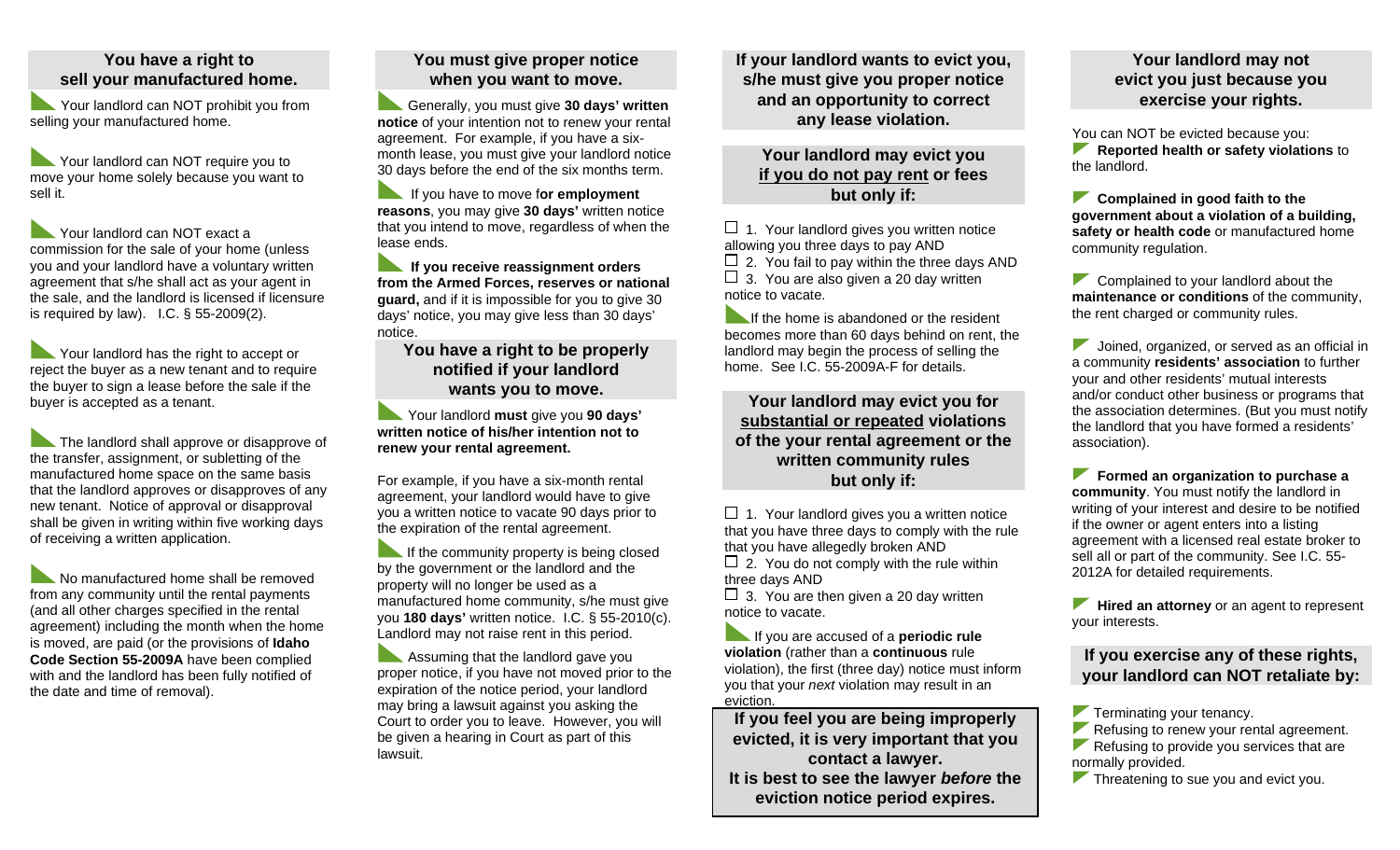## You have a right to sell your manufactured home.

- Your landlord can NOT prohibit you from selling your manufactured home.
- Your landlord can NOT require you to move your home solely because you want to sell it.
- Your landlord can NOT exact a commission for the sale of your home (unless you and your landlord have a voluntary written agreement that s/he shall act as your agent in the sale, and the landlord is licensed if licensure is required by law). I.C. § 55-2009(2).
- Your landlord has the right to accept or reject the buyer as a new tenant and to require the buyer to sign a lease before the sale if the buyer is accepted as a tenant.
- The landlord shall approve or disapprove of the transfer, assignment, or subletting of the manufactured home space on the same basis that the landlord approves or disapproves of any new tenant. Notice of approval or disapproval shall be given in writing within five working days of receiving a written application.
- No manufactured home shall be removed from any community until the rental payments (and all other charges specified in the rental agreement) including the month when the home is moved, are paid (or the provisions of **Idaho Code Section 55-2009A** have been complied with and the landlord has been fully notified of the date and time of removal).

## You must give proper notice when you want to move.

- Generally, you must give **30 days' written notice** of your intention not to renew your rental agreement. For example, if you have a six-month lease, you must give your landlord notice 30 days before the end of the six months term.
- If you have to move f**or employment reasons**, you may give **30 days'** written notice that you intend to move, regardless of when the lease ends.
- **If you receive reassignment orders from the Armed Forces, reserves or national guard,** and if it is impossible for you to give 30 days' notice, you may give less than 30 days' notice.

## You have a right to be properly notified if your landlord wants you to move.

- Your landlord **must** give you **90 days' written notice of his/her intention not to renew your rental agreement.**

For example, if you have a six-month rental agreement, your landlord would have to give you a written notice to vacate 90 days prior to the expiration of the rental agreement.

- If the community property is being closed by the government or the landlord and the property will no longer be used as a manufactured home community, s/he must give you **180 days'** written notice. I.C. § 55-2010(c). Landlord may not raise rent in this period.
- Assuming that the landlord gave you proper notice, if you have not moved prior to the expiration of the notice period, your landlord may bring a lawsuit against you asking the Court to order you to leave. However, you will be given a hearing in Court as part of this lawsuit.

## If your landlord wants to evict you, s/he must give you proper notice and an opportunity to correct any lease violation.

### Your landlord may evict you <u>if you do not pay rent</u> or fees but only if:

- ☐ 1. Your landlord gives you written notice allowing you three days to pay AND
- ☐ 2. You fail to pay within the three days AND
- ☐ 3. You are also given a 20 day written notice to vacate.

- If the home is abandoned or the resident becomes more than 60 days behind on rent, the landlord may begin the process of selling the home. See I.C. 55-2009A-F for details.

### Your landlord may evict you for <u>substantial or repeated</u> violations of the your rental agreement or the written community rules but only if:

- ☐ 1. Your landlord gives you a written notice that you have three days to comply with the rule that you have allegedly broken AND
- ☐ 2. You do not comply with the rule within three days AND
- ☐ 3. You are then given a 20 day written notice to vacate.

- If you are accused of a **periodic rule violation** (rather than a **continuous** rule violation), the first (three day) notice must inform you that your *next* violation may result in an eviction.

**If you feel you are being improperly evicted, it is very important that you contact a lawyer.**
**It is best to see the lawyer *before* the eviction notice period expires.**

## Your landlord may not evict you just because you exercise your rights.

You can NOT be evicted because you:

- **Reported health or safety violations** to the landlord.
- **Complained in good faith to the government about a violation of a building, safety or health code** or manufactured home community regulation.
- Complained to your landlord about the **maintenance or conditions** of the community, the rent charged or community rules.
- Joined, organized, or served as an official in a community **residents' association** to further your and other residents' mutual interests and/or conduct other business or programs that the association determines. (But you must notify the landlord that you have formed a residents' association).
- **Formed an organization to purchase a community**. You must notify the landlord in writing of your interest and desire to be notified if the owner or agent enters into a listing agreement with a licensed real estate broker to sell all or part of the community. See I.C. 55-2012A for detailed requirements.
- **Hired an attorney** or an agent to represent your interests.

### If you exercise any of these rights, your landlord can NOT retaliate by:

- Terminating your tenancy.
- Refusing to renew your rental agreement.
- Refusing to provide you services that are normally provided.
- Threatening to sue you and evict you.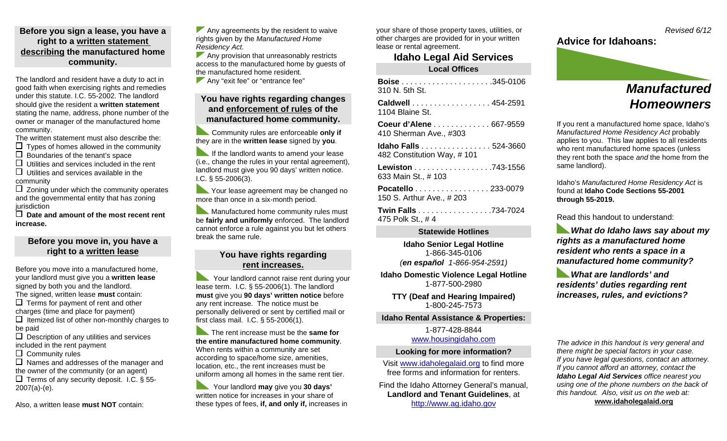## Before you sign a lease, you have a right to a written statement describing the manufactured home community.

The landlord and resident have a duty to act in good faith when exercising rights and remedies under this statute. I.C. 55-2002. The landlord should give the resident a **written statement** stating the name, address, phone number of the owner or manager of the manufactured home community.

The written statement must also describe the:

- ☐ Types of homes allowed in the community
- ☐ Boundaries of the tenant's space
- ☐ Utilities and services included in the rent
- ☐ Utilities and services available in the community
- ☐ Zoning under which the community operates and the governmental entity that has zoning jurisdiction
- ☐ **Date and amount of the most recent rent increase.**

## Before you move in, you have a right to a written lease

Before you move into a manufactured home, your landlord must give you a **written lease** signed by both you and the landlord.

The signed, written lease **must** contain:

- ☐ Terms for payment of rent and other charges (time and place for payment)
- ☐ Itemized list of other non-monthly charges to be paid
- ☐ Description of any utilities and services included in the rent payment
- ☐ Community rules
- ☐ Names and addresses of the manager and the owner of the community (or an agent)
- ☐ Terms of any security deposit. I.C. § 55-2007(a)-(e).

Also, a written lease **must NOT** contain:

- Any agreements by the resident to waive rights given by the *Manufactured Home Residency Act.*
- Any provision that unreasonably restricts access to the manufactured home by guests of the manufactured home resident.
- Any "exit fee" or "entrance fee"

## You have rights regarding changes and enforcement of rules of the manufactured home community.

- Community rules are enforceable **only if** they are in the **written lease** signed by **you**.
- If the landlord wants to amend your lease (i.e., change the rules in your rental agreement), landlord must give you 90 days' written notice. I.C. § 55-2006(3).
- Your lease agreement may be changed no more than once in a six-month period.
- Manufactured home community rules must be **fairly and uniformly** enforced. The landlord cannot enforce a rule against you but let others break the same rule.

## You have rights regarding rent increases.

- Your landlord cannot raise rent during your lease term. I.C. § 55-2006(1). The landlord **must** give you **90 days' written notice** before any rent increase. The notice must be personally delivered or sent by certified mail or first class mail. I.C. § 55-2006(1).
- The rent increase must be the **same for the entire manufactured home community**. When rents within a community are set according to space/home size, amenities, location, etc., the rent increases must be uniform among all homes in the same rent tier.
- Your landlord **may** give you **30 days'** written notice for increases in your share of these types of fees, **if, and only if,** increases in your share of those property taxes, utilities, or other charges are provided for in your written lease or rental agreement.

## Idaho Legal Aid Services

### Local Offices

**Boise** . . . . . . . . . . . . . . . . . . . . .345-0106
310 N. 5th St.

**Caldwell** . . . . . . . . . . . . . . . . . . 454-2591
1104 Blaine St.

**Coeur d'Alene** . . . . . . . . . . . . . 667-9559
410 Sherman Ave., #303

**Idaho Falls** . . . . . . . . . . . . . . . . 524-3660
482 Constitution Way, # 101

**Lewiston** . . . . . . . . . . . . . . . . . .743-1556
633 Main St., # 103

**Pocatello** . . . . . . . . . . . . . . . . . 233-0079
150 S. Arthur Ave., # 203

**Twin Falls** . . . . . . . . . . . . . . . . .734-7024
475 Polk St., # 4

### Statewide Hotlines

**Idaho Senior Legal Hotline**
1-866-345-0106
(***en español*** *1-866-954-2591)*

**Idaho Domestic Violence Legal Hotline**
1-877-500-2980

**TTY (Deaf and Hearing Impaired)**
1-800-245-7573

### Idaho Rental Assistance & Properties:

1-877-428-8844
www.housingidaho.com

### Looking for more information?

Visit www.idaholegalaid.org to find more free forms and information for renters.

Find the Idaho Attorney General's manual, **Landlord and Tenant Guidelines**, at http://www.ag.idaho.gov

*Revised 6/12*

## Advice for Idahoans:

# *Manufactured Homeowners*

If you rent a manufactured home space, Idaho's *Manufactured Home Residency Act* probably applies to you. This law applies to all residents who rent manufactured home spaces (unless they rent both the space *and* the home from the same landlord).

Idaho's *Manufactured Home Residency Act* is found at **Idaho Code Sections 55-2001 through 55-2019.**

Read this handout to understand:

- ***What do Idaho laws say about my rights as a manufactured home resident who rents a space in a manufactured home community?***
- ***What are landlords' and residents' duties regarding rent increases, rules, and evictions?***

*The advice in this handout is very general and there might be special factors in your case. If you have legal questions, contact an attorney. If you cannot afford an attorney, contact the* ***Idaho Legal Aid Services*** *office nearest you using one of the phone numbers on the back of this handout. Also, visit us on the web at:*
**www.idaholegalaid.org**